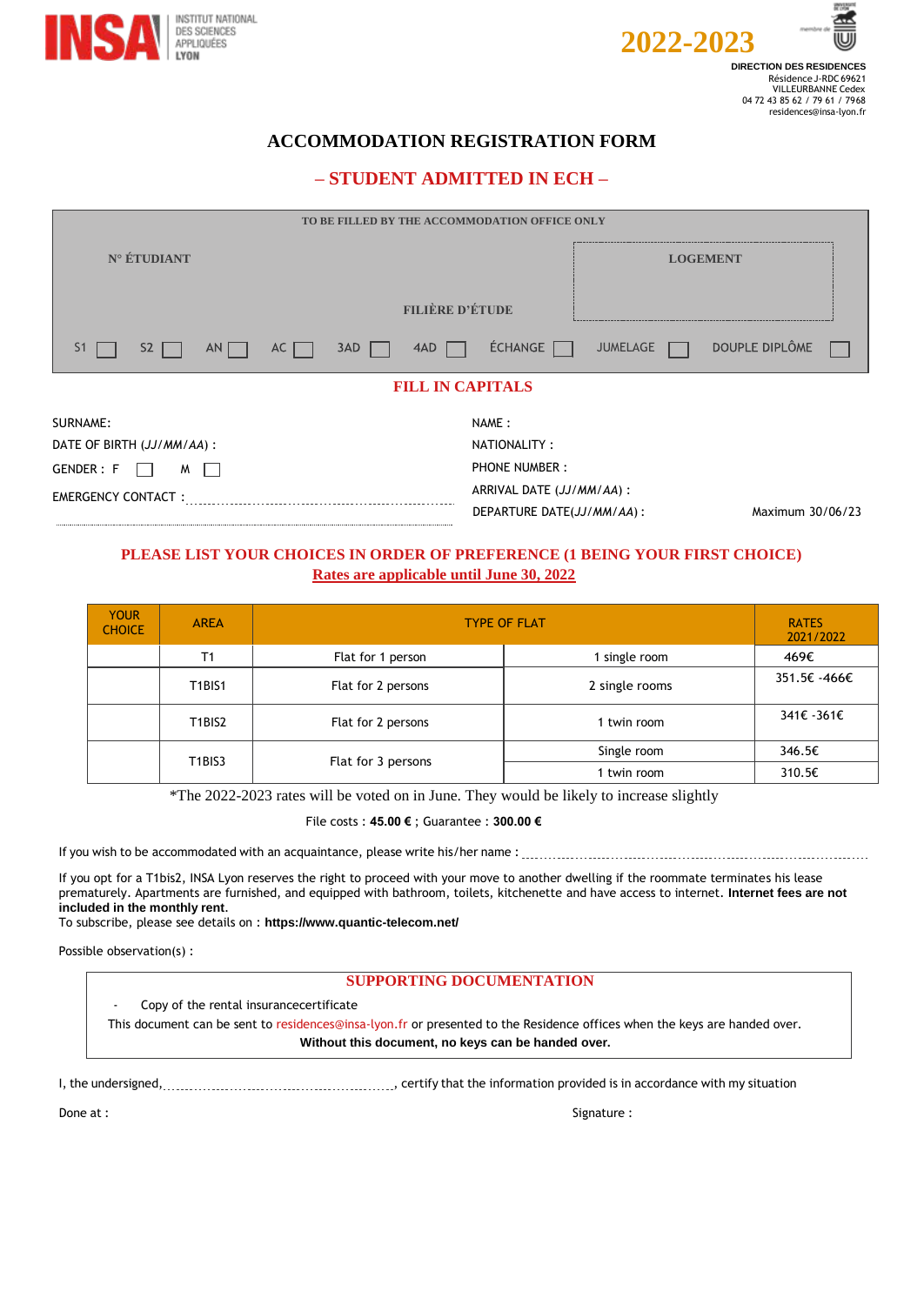INSA INSTITUT NATIONAL DES SCIENCES APPLIQUÉES LYON

**2022-2023**

**DIRECTION DES RESIDENCES**
Résidence J-RDC 69621
VILLEURBANNE Cedex
04 72 43 85 62 / 79 61 / 7968
residences@insa-lyon.fr

# ACCOMMODATION REGISTRATION FORM

## – STUDENT ADMITTED IN ECH –

**TO BE FILLED BY THE ACCOMMODATION OFFICE ONLY**

**N° ÉTUDIANT**

**LOGEMENT**

**FILIÈRE D'ÉTUDE**

S1 ☐ S2 ☐ AN ☐ AC ☐ 3AD ☐ 4AD ☐ ÉCHANGE ☐ JUMELAGE ☐ DOUPLE DIPLÔME ☐

**FILL IN CAPITALS**

SURNAME:

NAME :

DATE OF BIRTH (*JJ/MM/AA*) :

NATIONALITY :

GENDER : F ☐ M ☐

PHONE NUMBER :

EMERGENCY CONTACT : ..................................................

ARRIVAL DATE (*JJ/MM/AA*) :

DEPARTURE DATE(*JJ/MM/AA*) : Maximum 30/06/23

**PLEASE LIST YOUR CHOICES IN ORDER OF PREFERENCE (1 BEING YOUR FIRST CHOICE)**

**Rates are applicable until June 30, 2022**

| YOUR CHOICE | AREA | TYPE OF FLAT | | RATES 2021/2022 |
|---|---|---|---|---|
| | T1 | Flat for 1 person | 1 single room | 469€ |
| | T1BIS1 | Flat for 2 persons | 2 single rooms | 351.5€ -466€ |
| | T1BIS2 | Flat for 2 persons | 1 twin room | 341€ -361€ |
| | T1BIS3 | Flat for 3 persons | Single room | 346.5€ |
| | | | 1 twin room | 310.5€ |

*The 2022-2023 rates will be voted on in June. They would be likely to increase slightly

File costs : **45.00 €** ; Guarantee : **300.00 €**

If you wish to be accommodated with an acquaintance, please write his/her name : ..................................................

If you opt for a T1bis2, INSA Lyon reserves the right to proceed with your move to another dwelling if the roommate terminates his lease prematurely. Apartments are furnished, and equipped with bathroom, toilets, kitchenette and have access to internet. **Internet fees are not included in the monthly rent.**
To subscribe, please see details on : **https://www.quantic-telecom.net/**

Possible observation(s) :

**SUPPORTING DOCUMENTATION**

- Copy of the rental insurancecertificate

This document can be sent to residences@insa-lyon.fr or presented to the Residence offices when the keys are handed over.
**Without this document, no keys can be handed over.**

I, the undersigned,.........................................., certify that the information provided is in accordance with my situation

Done at :

Signature :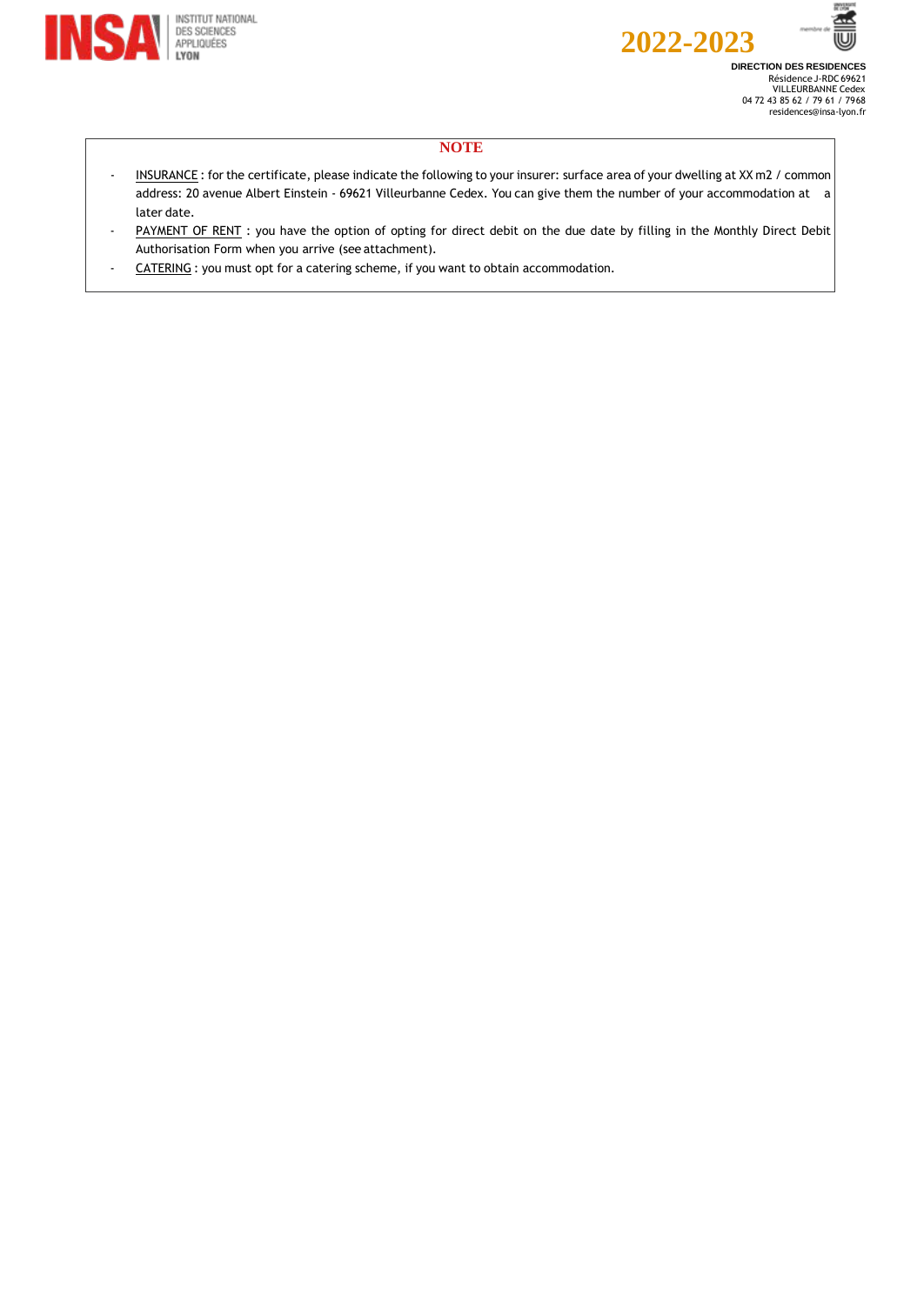**2022-2023**

**DIRECTION DES RESIDENCES**
Résidence J-RDC 69621
VILLEURBANNE Cedex
04 72 43 85 62 / 79 61 / 7968
residences@insa-lyon.fr

## NOTE

- INSURANCE : for the certificate, please indicate the following to your insurer: surface area of your dwelling at XX m2 / common address: 20 avenue Albert Einstein - 69621 Villeurbanne Cedex. You can give them the number of your accommodation at a later date.
- PAYMENT OF RENT : you have the option of opting for direct debit on the due date by filling in the Monthly Direct Debit Authorisation Form when you arrive (see attachment).
- CATERING : you must opt for a catering scheme, if you want to obtain accommodation.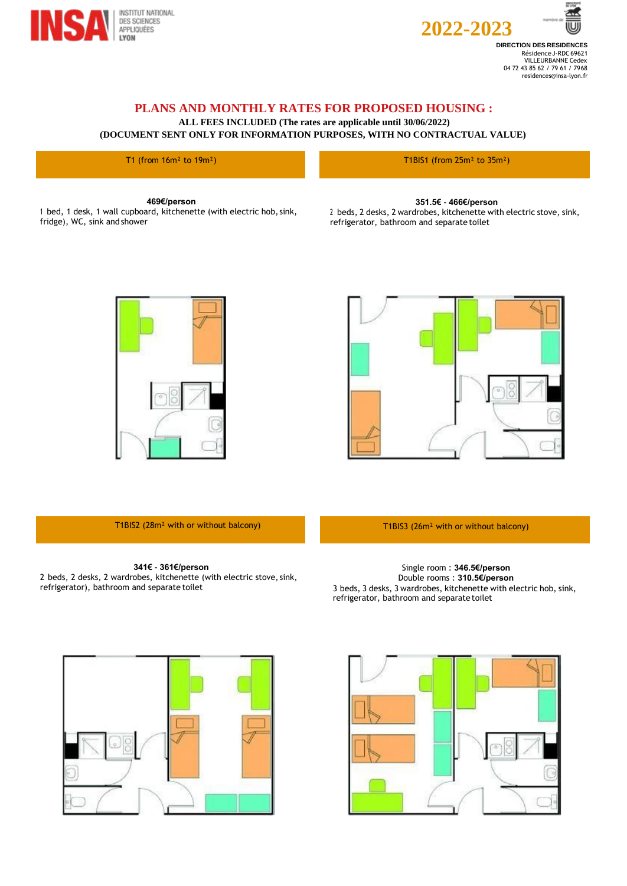2022-2023

**DIRECTION DES RESIDENCES**
Résidence J-RDC 69621
VILLEURBANNE Cedex
04 72 43 85 62 / 79 61 / 7968
residences@insa-lyon.fr

# PLANS AND MONTHLY RATES FOR PROPOSED HOUSING :

**ALL FEES INCLUDED (The rates are applicable until 30/06/2022)**

**(DOCUMENT SENT ONLY FOR INFORMATION PURPOSES, WITH NO CONTRACTUAL VALUE)**

## T1 (from 16m² to 19m²)

**469€/person**

1 bed, 1 desk, 1 wall cupboard, kitchenette (with electric hob, sink, fridge), WC, sink and shower

## T1BIS1 (from 25m² to 35m²)

**351.5€ - 466€/person**

2 beds, 2 desks, 2 wardrobes, kitchenette with electric stove, sink, refrigerator, bathroom and separate toilet

## T1BIS2 (28m² with or without balcony)

**341€ - 361€/person**

2 beds, 2 desks, 2 wardrobes, kitchenette (with electric stove, sink, refrigerator), bathroom and separate toilet

## T1BIS3 (26m² with or without balcony)

Single room : **346.5€/person**

Double rooms : **310.5€/person**

3 beds, 3 desks, 3 wardrobes, kitchenette with electric hob, sink, refrigerator, bathroom and separate toilet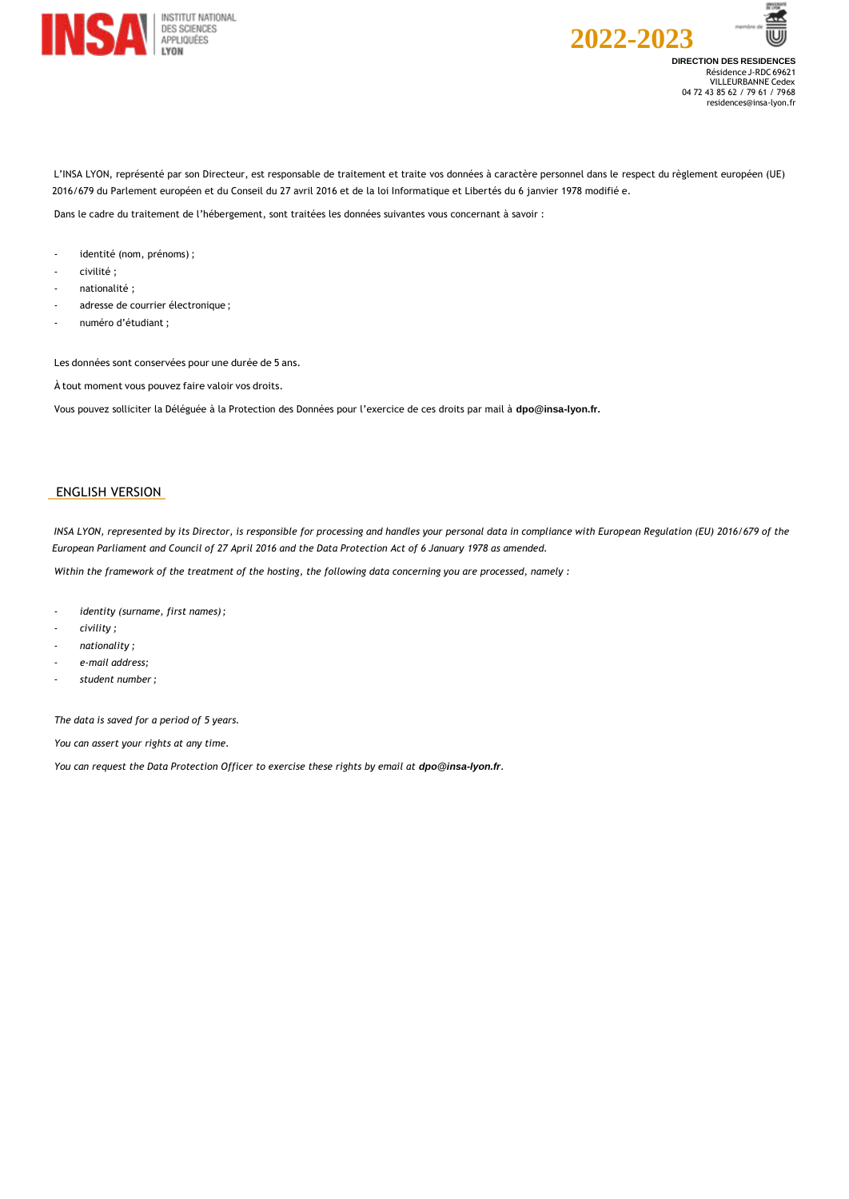INSA INSTITUT NATIONAL DES SCIENCES APPLIQUÉES LYON

**2022-2023**

**DIRECTION DES RESIDENCES**
Résidence J-RDC 69621
VILLEURBANNE Cedex
04 72 43 85 62 / 79 61 / 7968
residences@insa-lyon.fr

L'INSA LYON, représenté par son Directeur, est responsable de traitement et traite vos données à caractère personnel dans le respect du règlement européen (UE) 2016/679 du Parlement européen et du Conseil du 27 avril 2016 et de la loi Informatique et Libertés du 6 janvier 1978 modifié e.

Dans le cadre du traitement de l'hébergement, sont traitées les données suivantes vous concernant à savoir :

- identité (nom, prénoms) ;
- civilité ;
- nationalité ;
- adresse de courrier électronique ;
- numéro d'étudiant ;

Les données sont conservées pour une durée de 5 ans.

À tout moment vous pouvez faire valoir vos droits.

Vous pouvez solliciter la Déléguée à la Protection des Données pour l'exercice de ces droits par mail à **dpo@insa-lyon.fr.**

## ENGLISH VERSION

*INSA LYON, represented by its Director, is responsible for processing and handles your personal data in compliance with European Regulation (EU) 2016/679 of the European Parliament and Council of 27 April 2016 and the Data Protection Act of 6 January 1978 as amended.*

*Within the framework of the treatment of the hosting, the following data concerning you are processed, namely :*

- *identity (surname, first names) ;*
- *civility ;*
- *nationality ;*
- *e-mail address;*
- *student number ;*

*The data is saved for a period of 5 years.*

*You can assert your rights at any time.*

*You can request the Data Protection Officer to exercise these rights by email at **dpo@insa-lyon.fr**.*